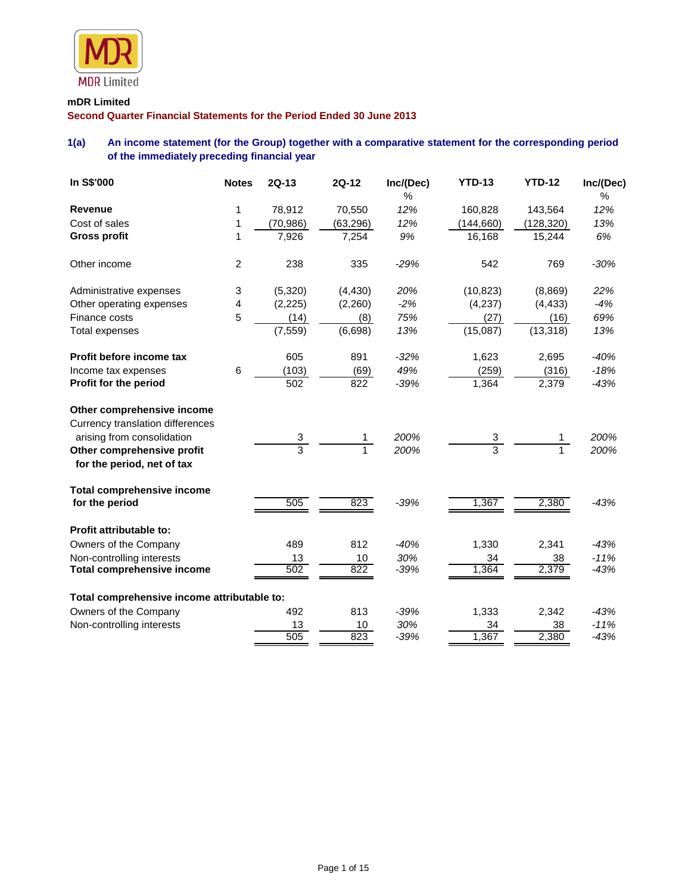MDR Limited

**mDR Limited**

**Second Quarter Financial Statements for the Period Ended 30 June 2013**

### 1(a) An income statement (for the Group) together with a comparative statement for the corresponding period of the immediately preceding financial year

| In S$'000 | Notes | 2Q-13 | 2Q-12 | Inc/(Dec) % | YTD-13 | YTD-12 | Inc/(Dec) % |
|---|---|---|---|---|---|---|---|
| **Revenue** | 1 | 78,912 | 70,550 | *12%* | 160,828 | 143,564 | *12%* |
| Cost of sales | 1 | (70,986) | (63,296) | *12%* | (144,660) | (128,320) | *13%* |
| **Gross profit** | 1 | 7,926 | 7,254 | *9%* | 16,168 | 15,244 | *6%* |
| Other income | 2 | 238 | 335 | *-29%* | 542 | 769 | *-30%* |
| Administrative expenses | 3 | (5,320) | (4,430) | *20%* | (10,823) | (8,869) | *22%* |
| Other operating expenses | 4 | (2,225) | (2,260) | *-2%* | (4,237) | (4,433) | *-4%* |
| Finance costs | 5 | (14) | (8) | *75%* | (27) | (16) | *69%* |
| Total expenses | | (7,559) | (6,698) | *13%* | (15,087) | (13,318) | *13%* |
| **Profit before income tax** | | 605 | 891 | *-32%* | 1,623 | 2,695 | *-40%* |
| Income tax expenses | 6 | (103) | (69) | *49%* | (259) | (316) | *-18%* |
| **Profit for the period** | | 502 | 822 | *-39%* | 1,364 | 2,379 | *-43%* |
| **Other comprehensive income** | | | | | | | |
| Currency translation differences arising from consolidation | | 3 | 1 | *200%* | 3 | 1 | *200%* |
| **Other comprehensive profit for the period, net of tax** | | 3 | 1 | *200%* | 3 | 1 | *200%* |
| **Total comprehensive income for the period** | | 505 | 823 | *-39%* | 1,367 | 2,380 | *-43%* |
| **Profit attributable to:** | | | | | | | |
| Owners of the Company | | 489 | 812 | *-40%* | 1,330 | 2,341 | *-43%* |
| Non-controlling interests | | 13 | 10 | *30%* | 34 | 38 | *-11%* |
| **Total comprehensive income** | | 502 | 822 | *-39%* | 1,364 | 2,379 | *-43%* |
| **Total comprehensive income attributable to:** | | | | | | | |
| Owners of the Company | | 492 | 813 | *-39%* | 1,333 | 2,342 | *-43%* |
| Non-controlling interests | | 13 | 10 | *30%* | 34 | 38 | *-11%* |
| | | 505 | 823 | *-39%* | 1,367 | 2,380 | *-43%* |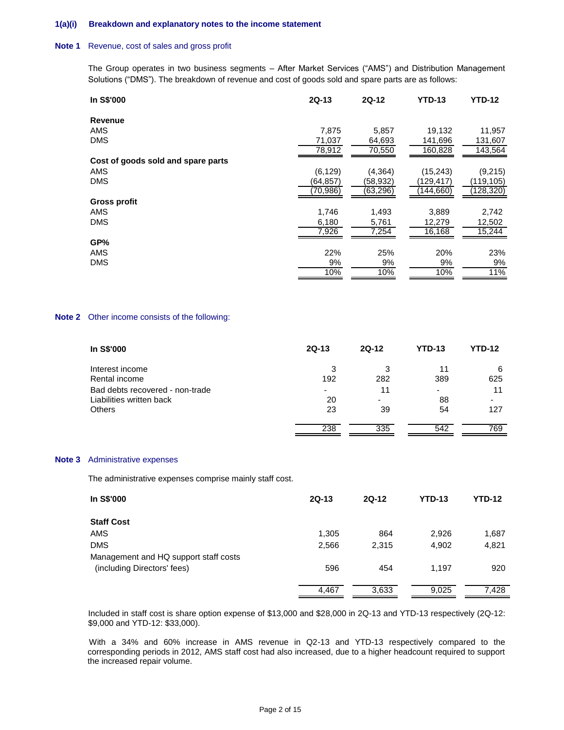### 1(a)(i) Breakdown and explanatory notes to the income statement

**Note 1** Revenue, cost of sales and gross profit

The Group operates in two business segments – After Market Services ("AMS") and Distribution Management Solutions ("DMS"). The breakdown of revenue and cost of goods sold and spare parts are as follows:

| In S$'000 | 2Q-13 | 2Q-12 | YTD-13 | YTD-12 |
|---|---|---|---|---|
| **Revenue** | | | | |
| AMS | 7,875 | 5,857 | 19,132 | 11,957 |
| DMS | 71,037 | 64,693 | 141,696 | 131,607 |
| | 78,912 | 70,550 | 160,828 | 143,564 |
| **Cost of goods sold and spare parts** | | | | |
| AMS | (6,129) | (4,364) | (15,243) | (9,215) |
| DMS | (64,857) | (58,932) | (129,417) | (119,105) |
| | (70,986) | (63,296) | (144,660) | (128,320) |
| **Gross profit** | | | | |
| AMS | 1,746 | 1,493 | 3,889 | 2,742 |
| DMS | 6,180 | 5,761 | 12,279 | 12,502 |
| | 7,926 | 7,254 | 16,168 | 15,244 |
| **GP%** | | | | |
| AMS | 22% | 25% | 20% | 23% |
| DMS | 9% | 9% | 9% | 9% |
| | 10% | 10% | 10% | 11% |

**Note 2** Other income consists of the following:

| In S$'000 | 2Q-13 | 2Q-12 | YTD-13 | YTD-12 |
|---|---|---|---|---|
| Interest income | 3 | 3 | 11 | 6 |
| Rental income | 192 | 282 | 389 | 625 |
| Bad debts recovered - non-trade | - | 11 | - | 11 |
| Liabilities written back | 20 | - | 88 | - |
| Others | 23 | 39 | 54 | 127 |
| | 238 | 335 | 542 | 769 |

**Note 3** Administrative expenses

The administrative expenses comprise mainly staff cost.

| In S$'000 | 2Q-13 | 2Q-12 | YTD-13 | YTD-12 |
|---|---|---|---|---|
| **Staff Cost** | | | | |
| AMS | 1,305 | 864 | 2,926 | 1,687 |
| DMS | 2,566 | 2,315 | 4,902 | 4,821 |
| Management and HQ support staff costs (including Directors' fees) | 596 | 454 | 1,197 | 920 |
| | 4,467 | 3,633 | 9,025 | 7,428 |

Included in staff cost is share option expense of $13,000 and $28,000 in 2Q-13 and YTD-13 respectively (2Q-12: $9,000 and YTD-12: $33,000).

With a 34% and 60% increase in AMS revenue in Q2-13 and YTD-13 respectively compared to the corresponding periods in 2012, AMS staff cost had also increased, due to a higher headcount required to support the increased repair volume.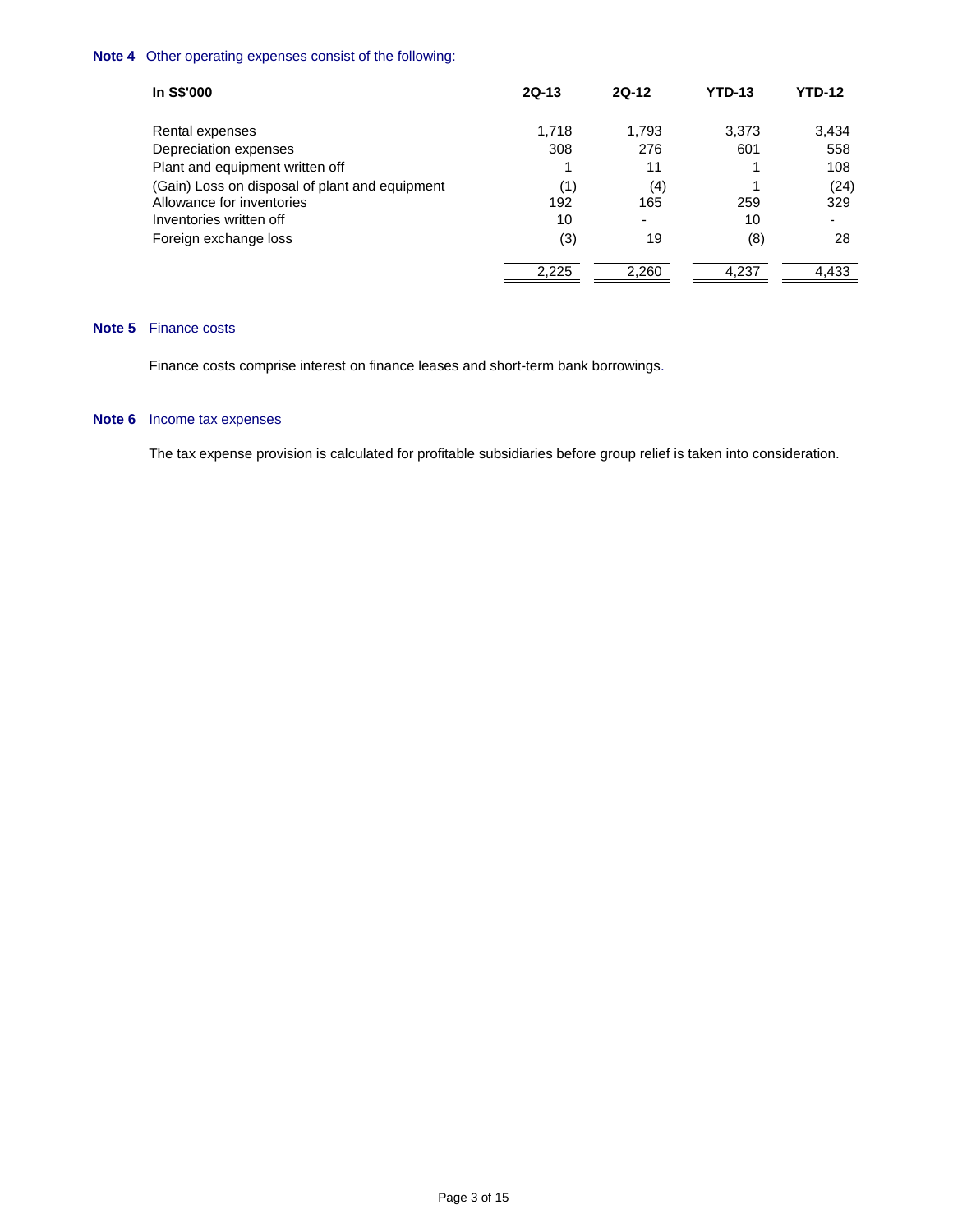**Note 4** Other operating expenses consist of the following:

| In S$'000 | 2Q-13 | 2Q-12 | YTD-13 | YTD-12 |
|---|---|---|---|---|
| Rental expenses | 1,718 | 1,793 | 3,373 | 3,434 |
| Depreciation expenses | 308 | 276 | 601 | 558 |
| Plant and equipment written off | 1 | 11 | 1 | 108 |
| (Gain) Loss on disposal of plant and equipment | (1) | (4) | 1 | (24) |
| Allowance for inventories | 192 | 165 | 259 | 329 |
| Inventories written off | 10 | - | 10 | - |
| Foreign exchange loss | (3) | 19 | (8) | 28 |
| | 2,225 | 2,260 | 4,237 | 4,433 |

**Note 5** Finance costs

Finance costs comprise interest on finance leases and short-term bank borrowings.

**Note 6** Income tax expenses

The tax expense provision is calculated for profitable subsidiaries before group relief is taken into consideration.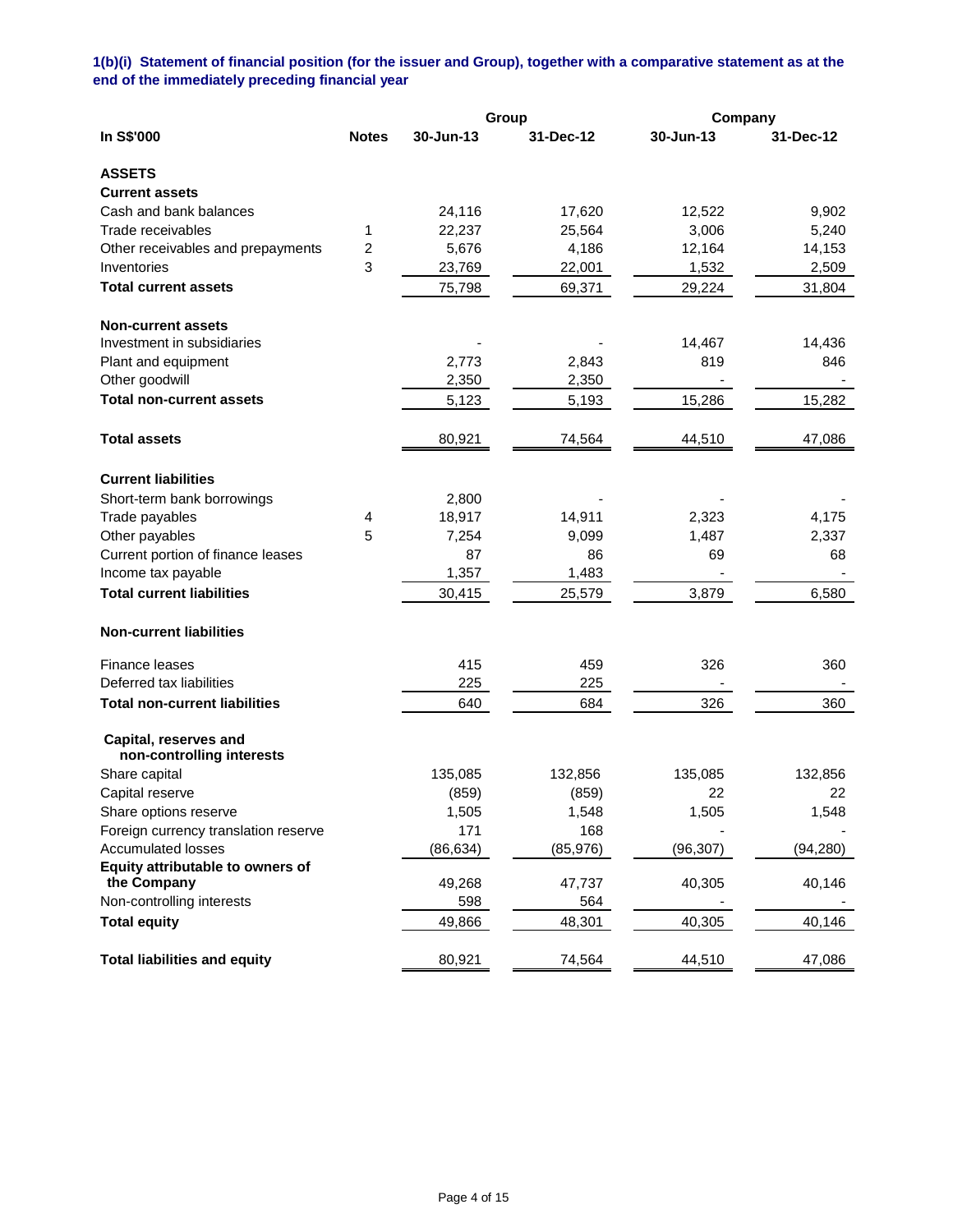**1(b)(i) Statement of financial position (for the issuer and Group), together with a comparative statement as at the end of the immediately preceding financial year**

| In S$'000 | Notes | Group | | Company | |
|---|---|---|---|---|---|
| | | 30-Jun-13 | 31-Dec-12 | 30-Jun-13 | 31-Dec-12 |
| **ASSETS** | | | | | |
| **Current assets** | | | | | |
| Cash and bank balances | | 24,116 | 17,620 | 12,522 | 9,902 |
| Trade receivables | 1 | 22,237 | 25,564 | 3,006 | 5,240 |
| Other receivables and prepayments | 2 | 5,676 | 4,186 | 12,164 | 14,153 |
| Inventories | 3 | 23,769 | 22,001 | 1,532 | 2,509 |
| **Total current assets** | | 75,798 | 69,371 | 29,224 | 31,804 |
| **Non-current assets** | | | | | |
| Investment in subsidiaries | | - | - | 14,467 | 14,436 |
| Plant and equipment | | 2,773 | 2,843 | 819 | 846 |
| Other goodwill | | 2,350 | 2,350 | - | - |
| **Total non-current assets** | | 5,123 | 5,193 | 15,286 | 15,282 |
| **Total assets** | | 80,921 | 74,564 | 44,510 | 47,086 |
| **Current liabilities** | | | | | |
| Short-term bank borrowings | | 2,800 | - | - | - |
| Trade payables | 4 | 18,917 | 14,911 | 2,323 | 4,175 |
| Other payables | 5 | 7,254 | 9,099 | 1,487 | 2,337 |
| Current portion of finance leases | | 87 | 86 | 69 | 68 |
| Income tax payable | | 1,357 | 1,483 | - | - |
| **Total current liabilities** | | 30,415 | 25,579 | 3,879 | 6,580 |
| **Non-current liabilities** | | | | | |
| Finance leases | | 415 | 459 | 326 | 360 |
| Deferred tax liabilities | | 225 | 225 | - | - |
| **Total non-current liabilities** | | 640 | 684 | 326 | 360 |
| **Capital, reserves and non-controlling interests** | | | | | |
| Share capital | | 135,085 | 132,856 | 135,085 | 132,856 |
| Capital reserve | | (859) | (859) | 22 | 22 |
| Share options reserve | | 1,505 | 1,548 | 1,505 | 1,548 |
| Foreign currency translation reserve | | 171 | 168 | - | - |
| Accumulated losses | | (86,634) | (85,976) | (96,307) | (94,280) |
| **Equity attributable to owners of the Company** | | 49,268 | 47,737 | 40,305 | 40,146 |
| Non-controlling interests | | 598 | 564 | - | - |
| **Total equity** | | 49,866 | 48,301 | 40,305 | 40,146 |
| **Total liabilities and equity** | | 80,921 | 74,564 | 44,510 | 47,086 |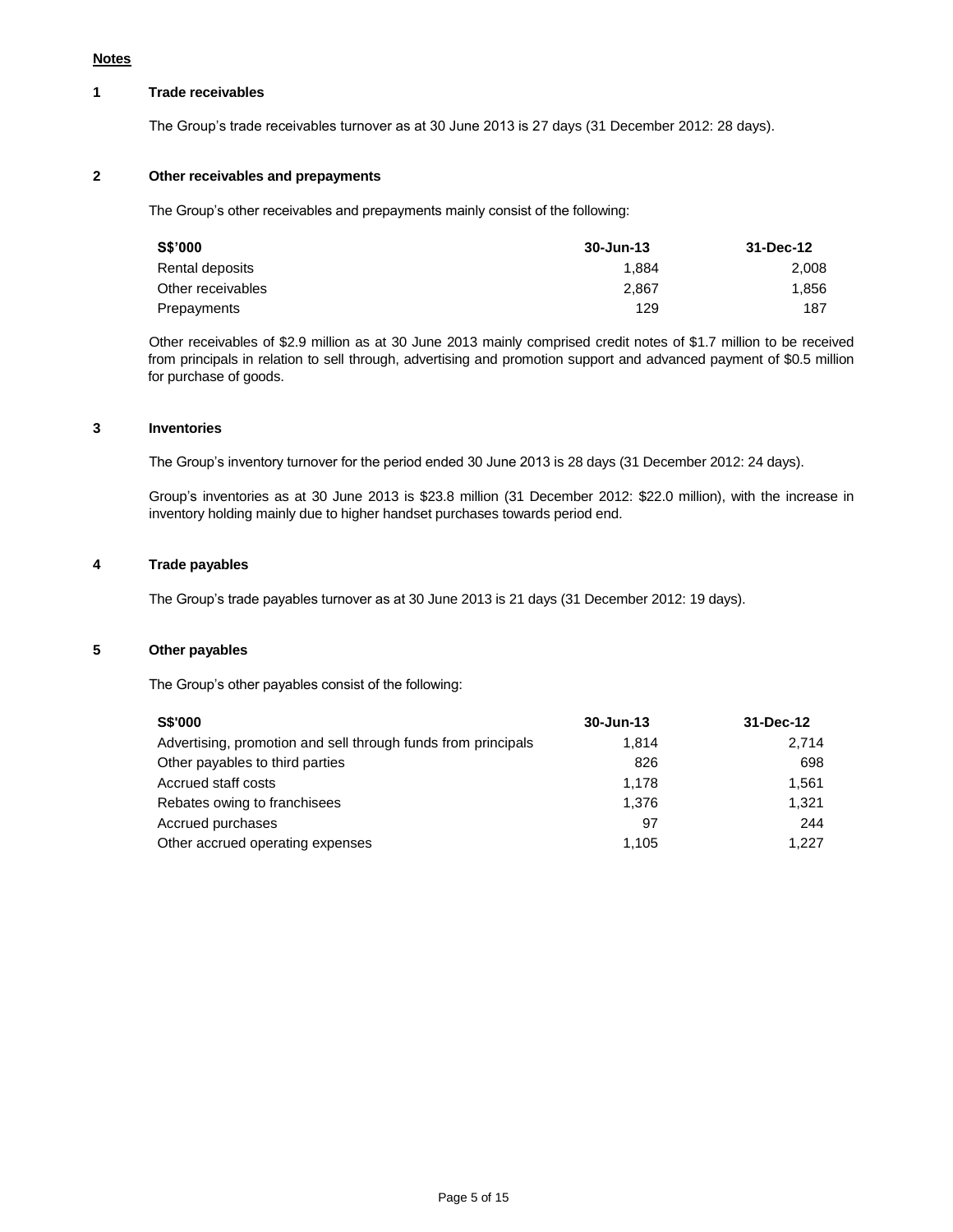**Notes**

## 1 Trade receivables

The Group's trade receivables turnover as at 30 June 2013 is 27 days (31 December 2012: 28 days).

## 2 Other receivables and prepayments

The Group's other receivables and prepayments mainly consist of the following:

| S$'000 | 30-Jun-13 | 31-Dec-12 |
|---|---|---|
| Rental deposits | 1,884 | 2,008 |
| Other receivables | 2,867 | 1,856 |
| Prepayments | 129 | 187 |

Other receivables of $2.9 million as at 30 June 2013 mainly comprised credit notes of $1.7 million to be received from principals in relation to sell through, advertising and promotion support and advanced payment of $0.5 million for purchase of goods.

## 3 Inventories

The Group's inventory turnover for the period ended 30 June 2013 is 28 days (31 December 2012: 24 days).

Group's inventories as at 30 June 2013 is $23.8 million (31 December 2012: $22.0 million), with the increase in inventory holding mainly due to higher handset purchases towards period end.

## 4 Trade payables

The Group's trade payables turnover as at 30 June 2013 is 21 days (31 December 2012: 19 days).

## 5 Other payables

The Group's other payables consist of the following:

| S$'000 | 30-Jun-13 | 31-Dec-12 |
|---|---|---|
| Advertising, promotion and sell through funds from principals | 1,814 | 2,714 |
| Other payables to third parties | 826 | 698 |
| Accrued staff costs | 1,178 | 1,561 |
| Rebates owing to franchisees | 1,376 | 1,321 |
| Accrued purchases | 97 | 244 |
| Other accrued operating expenses | 1,105 | 1,227 |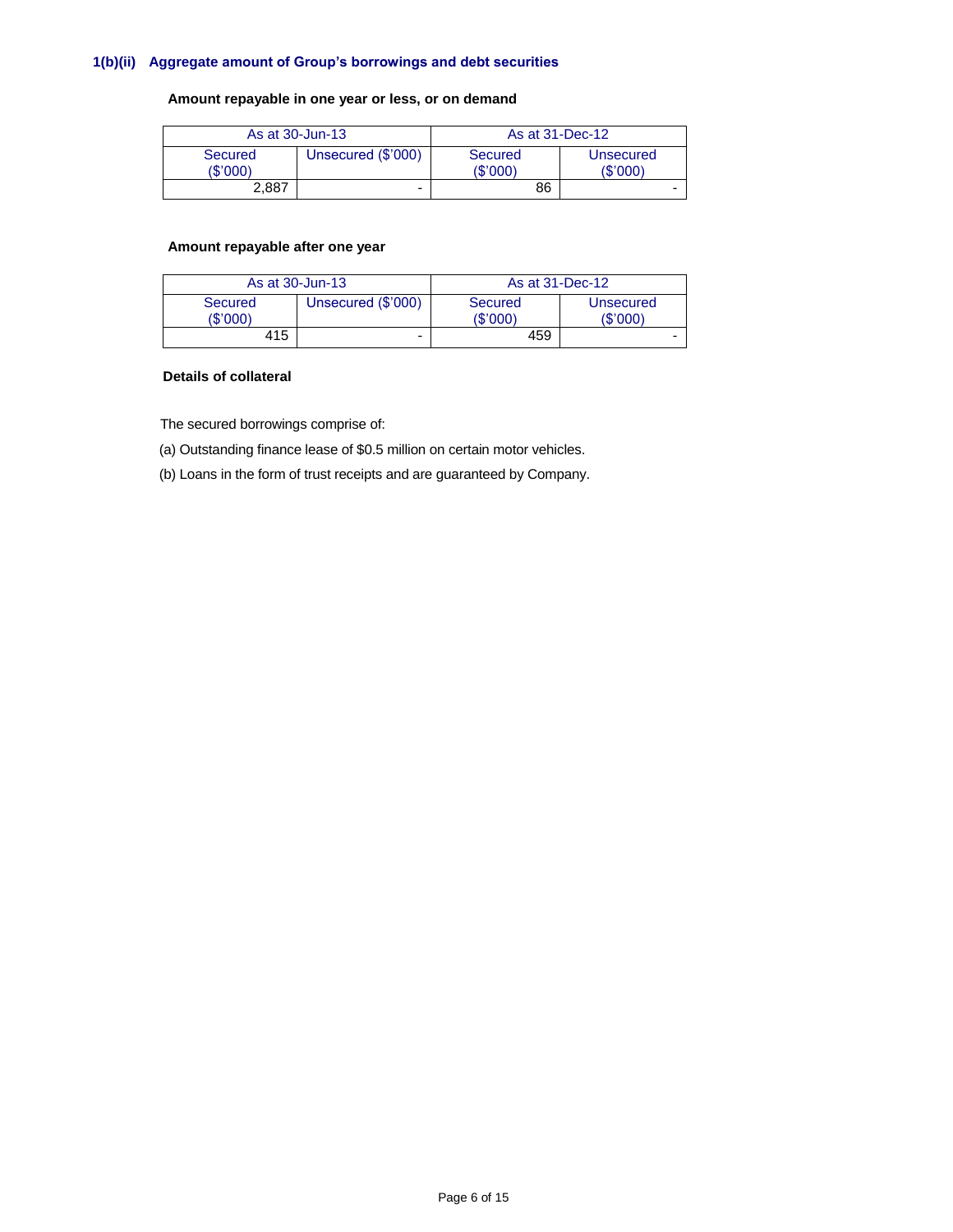### 1(b)(ii) Aggregate amount of Group's borrowings and debt securities

**Amount repayable in one year or less, or on demand**

| As at 30-Jun-13 | | As at 31-Dec-12 | |
|---|---|---|---|
| Secured ($'000) | Unsecured ($'000) | Secured ($'000) | Unsecured ($'000) |
| 2,887 | - | 86 | - |

**Amount repayable after one year**

| As at 30-Jun-13 | | As at 31-Dec-12 | |
|---|---|---|---|
| Secured ($'000) | Unsecured ($'000) | Secured ($'000) | Unsecured ($'000) |
| 415 | - | 459 | - |

**Details of collateral**

The secured borrowings comprise of:

(a) Outstanding finance lease of $0.5 million on certain motor vehicles.

(b) Loans in the form of trust receipts and are guaranteed by Company.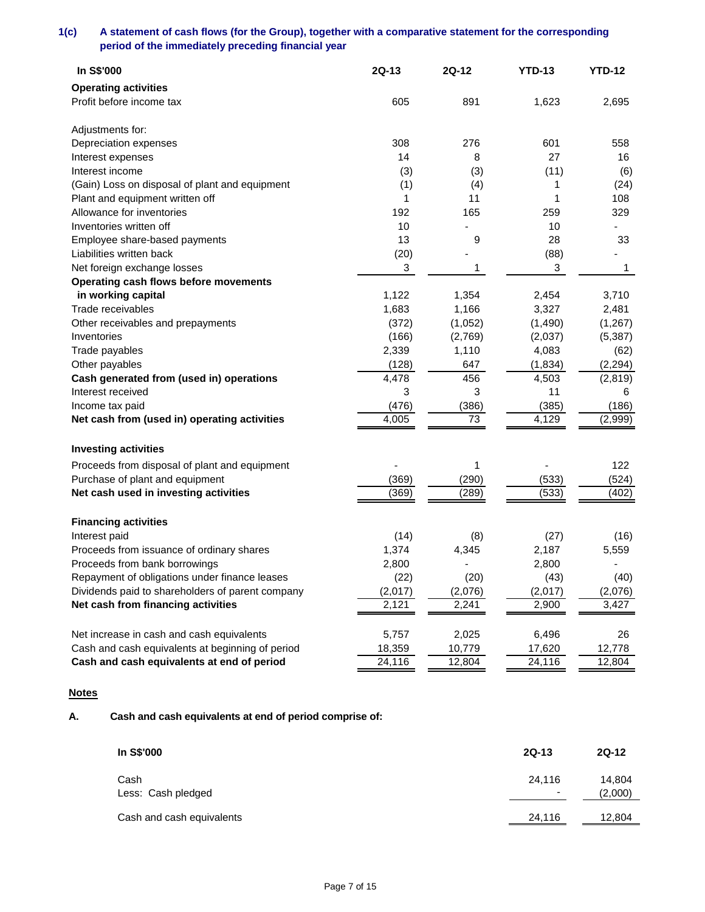### 1(c) A statement of cash flows (for the Group), together with a comparative statement for the corresponding period of the immediately preceding financial year

| In S$'000 | 2Q-13 | 2Q-12 | YTD-13 | YTD-12 |
|---|---|---|---|---|
| **Operating activities** | | | | |
| Profit before income tax | 605 | 891 | 1,623 | 2,695 |
| | | | | |
| Adjustments for: | | | | |
| Depreciation expenses | 308 | 276 | 601 | 558 |
| Interest expenses | 14 | 8 | 27 | 16 |
| Interest income | (3) | (3) | (11) | (6) |
| (Gain) Loss on disposal of plant and equipment | (1) | (4) | 1 | (24) |
| Plant and equipment written off | 1 | 11 | 1 | 108 |
| Allowance for inventories | 192 | 165 | 259 | 329 |
| Inventories written off | 10 | - | 10 | - |
| Employee share-based payments | 13 | 9 | 28 | 33 |
| Liabilities written back | (20) | - | (88) | - |
| Net foreign exchange losses | 3 | 1 | 3 | 1 |
| **Operating cash flows before movements in working capital** | 1,122 | 1,354 | 2,454 | 3,710 |
| Trade receivables | 1,683 | 1,166 | 3,327 | 2,481 |
| Other receivables and prepayments | (372) | (1,052) | (1,490) | (1,267) |
| Inventories | (166) | (2,769) | (2,037) | (5,387) |
| Trade payables | 2,339 | 1,110 | 4,083 | (62) |
| Other payables | (128) | 647 | (1,834) | (2,294) |
| **Cash generated from (used in) operations** | 4,478 | 456 | 4,503 | (2,819) |
| Interest received | 3 | 3 | 11 | 6 |
| Income tax paid | (476) | (386) | (385) | (186) |
| **Net cash from (used in) operating activities** | 4,005 | 73 | 4,129 | (2,999) |
| | | | | |
| **Investing activities** | | | | |
| Proceeds from disposal of plant and equipment | - | 1 | - | 122 |
| Purchase of plant and equipment | (369) | (290) | (533) | (524) |
| **Net cash used in investing activities** | (369) | (289) | (533) | (402) |
| | | | | |
| **Financing activities** | | | | |
| Interest paid | (14) | (8) | (27) | (16) |
| Proceeds from issuance of ordinary shares | 1,374 | 4,345 | 2,187 | 5,559 |
| Proceeds from bank borrowings | 2,800 | - | 2,800 | - |
| Repayment of obligations under finance leases | (22) | (20) | (43) | (40) |
| Dividends paid to shareholders of parent company | (2,017) | (2,076) | (2,017) | (2,076) |
| **Net cash from financing activities** | 2,121 | 2,241 | 2,900 | 3,427 |
| | | | | |
| Net increase in cash and cash equivalents | 5,757 | 2,025 | 6,496 | 26 |
| Cash and cash equivalents at beginning of period | 18,359 | 10,779 | 17,620 | 12,778 |
| **Cash and cash equivalents at end of period** | 24,116 | 12,804 | 24,116 | 12,804 |

**Notes**

**A. Cash and cash equivalents at end of period comprise of:**

| In S$'000 | 2Q-13 | 2Q-12 |
|---|---|---|
| Cash | 24,116 | 14,804 |
| Less: Cash pledged | - | (2,000) |
| Cash and cash equivalents | 24,116 | 12,804 |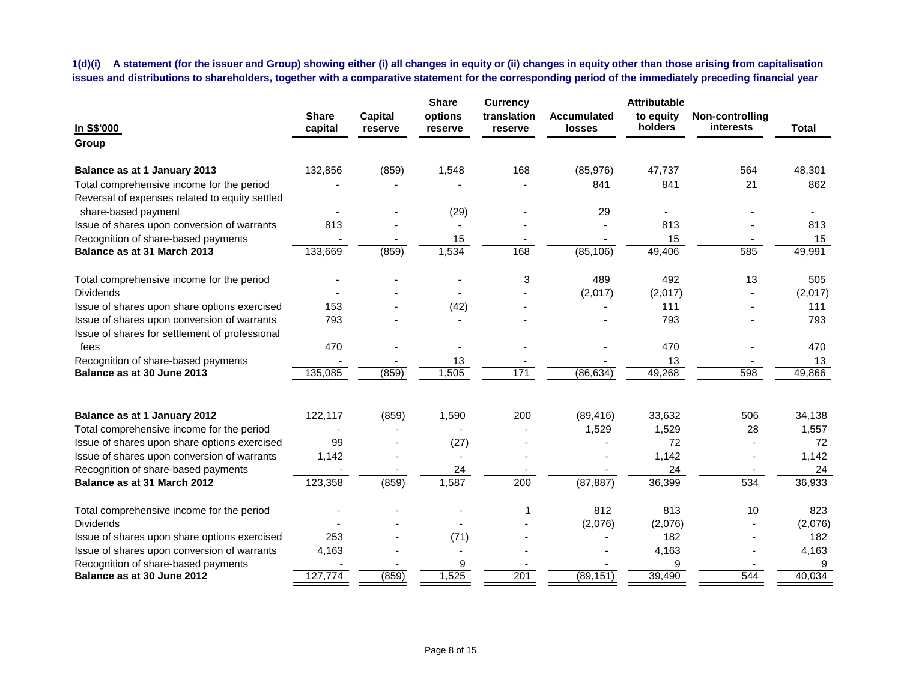**1(d)(i) A statement (for the issuer and Group) showing either (i) all changes in equity or (ii) changes in equity other than those arising from capitalisation issues and distributions to shareholders, together with a comparative statement for the corresponding period of the immediately preceding financial year**

| In S$'000 | Share capital | Capital reserve | Share options reserve | Currency translation reserve | Accumulated losses | Attributable to equity holders | Non-controlling interests | Total |
|---|---|---|---|---|---|---|---|---|
| **Group** | | | | | | | | |
| **Balance as at 1 January 2013** | 132,856 | (859) | 1,548 | 168 | (85,976) | 47,737 | 564 | 48,301 |
| Total comprehensive income for the period | - | - | - | - | 841 | 841 | 21 | 862 |
| Reversal of expenses related to equity settled share-based payment | - | - | (29) | - | 29 | - | - | - |
| Issue of shares upon conversion of warrants | 813 | - | - | - | - | 813 | - | 813 |
| Recognition of share-based payments | - | - | 15 | - | - | 15 | - | 15 |
| **Balance as at 31 March 2013** | 133,669 | (859) | 1,534 | 168 | (85,106) | 49,406 | 585 | 49,991 |
| Total comprehensive income for the period | - | - | - | 3 | 489 | 492 | 13 | 505 |
| Dividends | - | - | - | - | (2,017) | (2,017) | - | (2,017) |
| Issue of shares upon share options exercised | 153 | - | (42) | - | - | 111 | - | 111 |
| Issue of shares upon conversion of warrants | 793 | - | - | - | - | 793 | - | 793 |
| Issue of shares for settlement of professional fees | 470 | - | - | - | - | 470 | - | 470 |
| Recognition of share-based payments | - | - | 13 | - | - | 13 | - | 13 |
| **Balance as at 30 June 2013** | 135,085 | (859) | 1,505 | 171 | (86,634) | 49,268 | 598 | 49,866 |
| | | | | | | | | |
| **Balance as at 1 January 2012** | 122,117 | (859) | 1,590 | 200 | (89,416) | 33,632 | 506 | 34,138 |
| Total comprehensive income for the period | - | - | - | - | 1,529 | 1,529 | 28 | 1,557 |
| Issue of shares upon share options exercised | 99 | - | (27) | - | - | 72 | - | 72 |
| Issue of shares upon conversion of warrants | 1,142 | - | - | - | - | 1,142 | - | 1,142 |
| Recognition of share-based payments | - | - | 24 | - | - | 24 | - | 24 |
| **Balance as at 31 March 2012** | 123,358 | (859) | 1,587 | 200 | (87,887) | 36,399 | 534 | 36,933 |
| Total comprehensive income for the period | - | - | - | 1 | 812 | 813 | 10 | 823 |
| Dividends | - | - | - | - | (2,076) | (2,076) | - | (2,076) |
| Issue of shares upon share options exercised | 253 | - | (71) | - | - | 182 | - | 182 |
| Issue of shares upon conversion of warrants | 4,163 | - | - | - | - | 4,163 | - | 4,163 |
| Recognition of share-based payments | - | - | 9 | - | - | 9 | - | 9 |
| **Balance as at 30 June 2012** | 127,774 | (859) | 1,525 | 201 | (89,151) | 39,490 | 544 | 40,034 |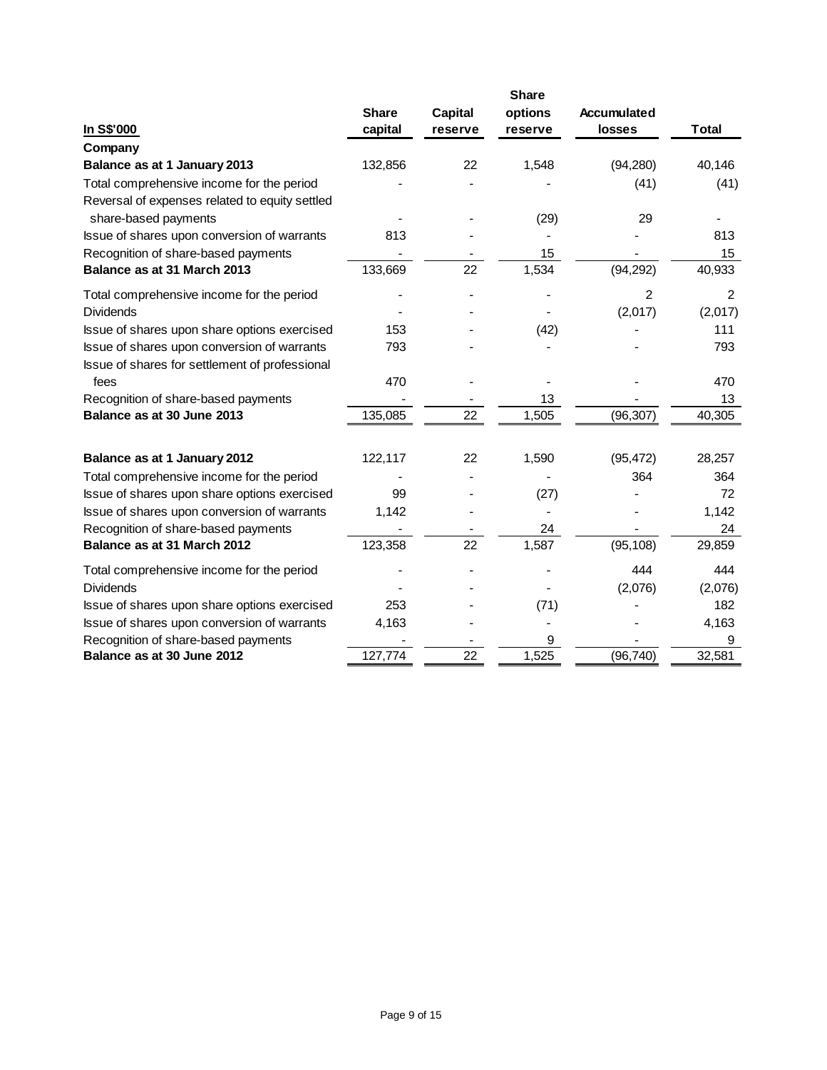| In S$'000 | Share capital | Capital reserve | Share options reserve | Accumulated losses | Total |
|---|---|---|---|---|---|
| **Company** | | | | | |
| **Balance as at 1 January 2013** | 132,856 | 22 | 1,548 | (94,280) | 40,146 |
| Total comprehensive income for the period | - | - | - | (41) | (41) |
| Reversal of expenses related to equity settled share-based payments | - | - | (29) | 29 | - |
| Issue of shares upon conversion of warrants | 813 | - | - | - | 813 |
| Recognition of share-based payments | - | - | 15 | - | 15 |
| **Balance as at 31 March 2013** | 133,669 | 22 | 1,534 | (94,292) | 40,933 |
| Total comprehensive income for the period | - | - | - | 2 | 2 |
| Dividends | - | - | - | (2,017) | (2,017) |
| Issue of shares upon share options exercised | 153 | - | (42) | - | 111 |
| Issue of shares upon conversion of warrants | 793 | - | - | - | 793 |
| Issue of shares for settlement of professional fees | 470 | - | - | - | 470 |
| Recognition of share-based payments | - | - | 13 | - | 13 |
| **Balance as at 30 June 2013** | 135,085 | 22 | 1,505 | (96,307) | 40,305 |
| | | | | | |
| **Balance as at 1 January 2012** | 122,117 | 22 | 1,590 | (95,472) | 28,257 |
| Total comprehensive income for the period | - | - | - | 364 | 364 |
| Issue of shares upon share options exercised | 99 | - | (27) | - | 72 |
| Issue of shares upon conversion of warrants | 1,142 | - | - | - | 1,142 |
| Recognition of share-based payments | - | - | 24 | - | 24 |
| **Balance as at 31 March 2012** | 123,358 | 22 | 1,587 | (95,108) | 29,859 |
| Total comprehensive income for the period | - | - | - | 444 | 444 |
| Dividends | - | - | - | (2,076) | (2,076) |
| Issue of shares upon share options exercised | 253 | - | (71) | - | 182 |
| Issue of shares upon conversion of warrants | 4,163 | - | - | - | 4,163 |
| Recognition of share-based payments | - | - | 9 | - | 9 |
| **Balance as at 30 June 2012** | 127,774 | 22 | 1,525 | (96,740) | 32,581 |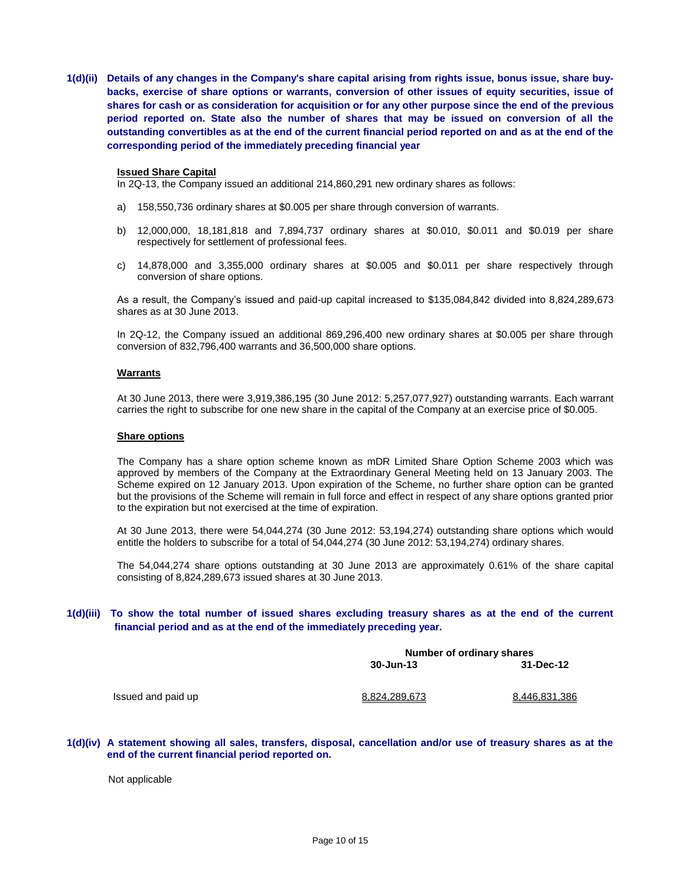**1(d)(ii) Details of any changes in the Company's share capital arising from rights issue, bonus issue, share buy-backs, exercise of share options or warrants, conversion of other issues of equity securities, issue of shares for cash or as consideration for acquisition or for any other purpose since the end of the previous period reported on. State also the number of shares that may be issued on conversion of all the outstanding convertibles as at the end of the current financial period reported on and as at the end of the corresponding period of the immediately preceding financial year**

**Issued Share Capital**

In 2Q-13, the Company issued an additional 214,860,291 new ordinary shares as follows:

a) 158,550,736 ordinary shares at $0.005 per share through conversion of warrants.

b) 12,000,000, 18,181,818 and 7,894,737 ordinary shares at $0.010, $0.011 and $0.019 per share respectively for settlement of professional fees.

c) 14,878,000 and 3,355,000 ordinary shares at $0.005 and $0.011 per share respectively through conversion of share options.

As a result, the Company's issued and paid-up capital increased to $135,084,842 divided into 8,824,289,673 shares as at 30 June 2013.

In 2Q-12, the Company issued an additional 869,296,400 new ordinary shares at $0.005 per share through conversion of 832,796,400 warrants and 36,500,000 share options.

**Warrants**

At 30 June 2013, there were 3,919,386,195 (30 June 2012: 5,257,077,927) outstanding warrants. Each warrant carries the right to subscribe for one new share in the capital of the Company at an exercise price of $0.005.

**Share options**

The Company has a share option scheme known as mDR Limited Share Option Scheme 2003 which was approved by members of the Company at the Extraordinary General Meeting held on 13 January 2003. The Scheme expired on 12 January 2013. Upon expiration of the Scheme, no further share option can be granted but the provisions of the Scheme will remain in full force and effect in respect of any share options granted prior to the expiration but not exercised at the time of expiration.

At 30 June 2013, there were 54,044,274 (30 June 2012: 53,194,274) outstanding share options which would entitle the holders to subscribe for a total of 54,044,274 (30 June 2012: 53,194,274) ordinary shares.

The 54,044,274 share options outstanding at 30 June 2013 are approximately 0.61% of the share capital consisting of 8,824,289,673 issued shares at 30 June 2013.

**1(d)(iii) To show the total number of issued shares excluding treasury shares as at the end of the current financial period and as at the end of the immediately preceding year.**

| | Number of ordinary shares | |
|---|---|---|
| | 30-Jun-13 | 31-Dec-12 |
| Issued and paid up | 8,824,289,673 | 8,446,831,386 |

**1(d)(iv) A statement showing all sales, transfers, disposal, cancellation and/or use of treasury shares as at the end of the current financial period reported on.**

Not applicable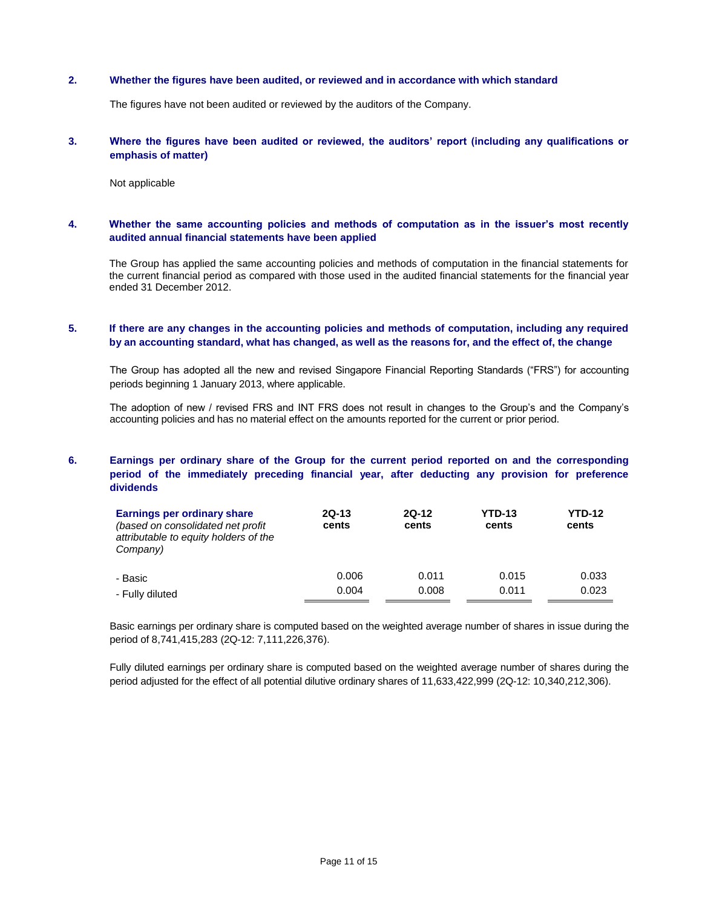**2. Whether the figures have been audited, or reviewed and in accordance with which standard**

The figures have not been audited or reviewed by the auditors of the Company.

**3. Where the figures have been audited or reviewed, the auditors' report (including any qualifications or emphasis of matter)**

Not applicable

**4. Whether the same accounting policies and methods of computation as in the issuer's most recently audited annual financial statements have been applied**

The Group has applied the same accounting policies and methods of computation in the financial statements for the current financial period as compared with those used in the audited financial statements for the financial year ended 31 December 2012.

**5. If there are any changes in the accounting policies and methods of computation, including any required by an accounting standard, what has changed, as well as the reasons for, and the effect of, the change**

The Group has adopted all the new and revised Singapore Financial Reporting Standards ("FRS") for accounting periods beginning 1 January 2013, where applicable.

The adoption of new / revised FRS and INT FRS does not result in changes to the Group's and the Company's accounting policies and has no material effect on the amounts reported for the current or prior period.

**6. Earnings per ordinary share of the Group for the current period reported on and the corresponding period of the immediately preceding financial year, after deducting any provision for preference dividends**

| **Earnings per ordinary share** *(based on consolidated net profit attributable to equity holders of the Company)* | **2Q-13 cents** | **2Q-12 cents** | **YTD-13 cents** | **YTD-12 cents** |
|---|---|---|---|---|
| - Basic | 0.006 | 0.011 | 0.015 | 0.033 |
| - Fully diluted | 0.004 | 0.008 | 0.011 | 0.023 |

Basic earnings per ordinary share is computed based on the weighted average number of shares in issue during the period of 8,741,415,283 (2Q-12: 7,111,226,376).

Fully diluted earnings per ordinary share is computed based on the weighted average number of shares during the period adjusted for the effect of all potential dilutive ordinary shares of 11,633,422,999 (2Q-12: 10,340,212,306).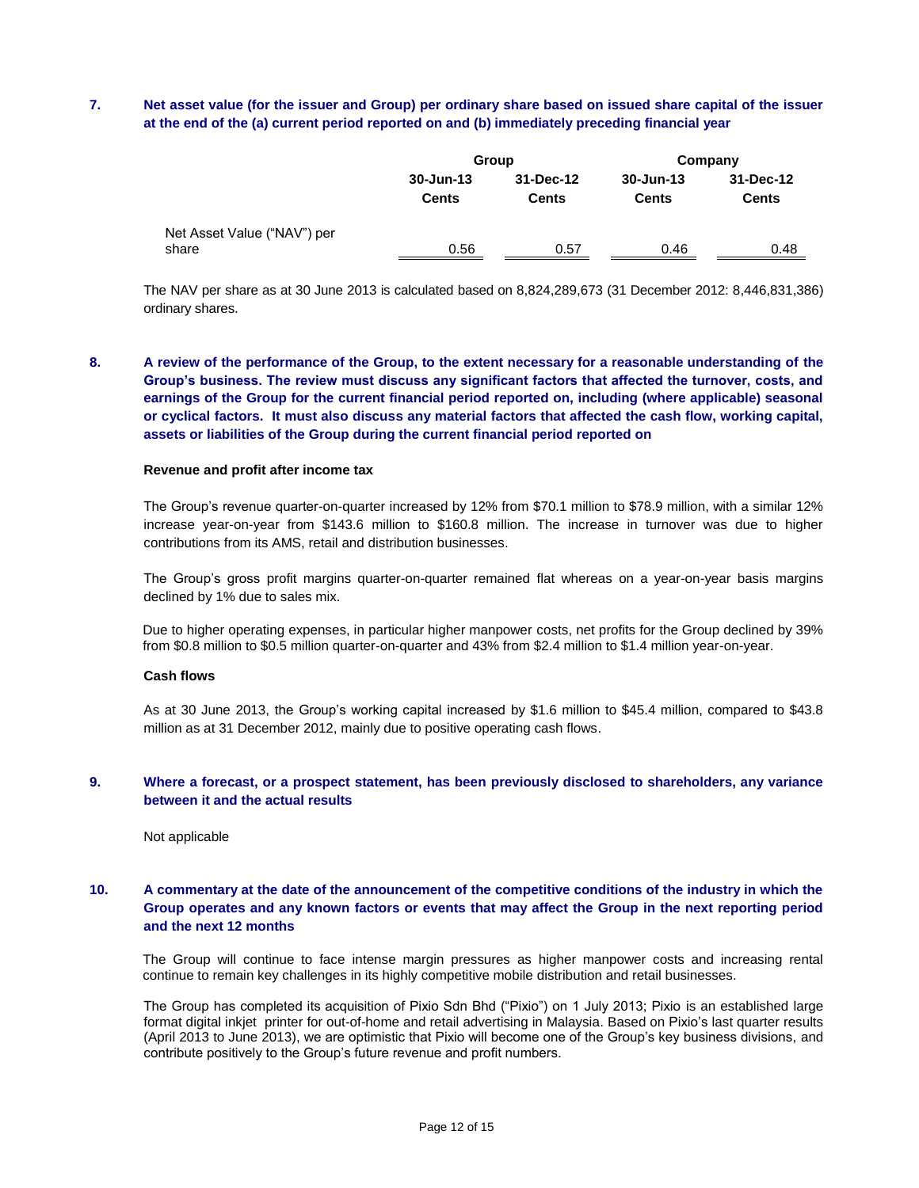**7. Net asset value (for the issuer and Group) per ordinary share based on issued share capital of the issuer at the end of the (a) current period reported on and (b) immediately preceding financial year**

| | Group | | Company | |
|---|---|---|---|---|
| | 30-Jun-13 | 31-Dec-12 | 30-Jun-13 | 31-Dec-12 |
| | Cents | Cents | Cents | Cents |
| Net Asset Value ("NAV") per share | 0.56 | 0.57 | 0.46 | 0.48 |

The NAV per share as at 30 June 2013 is calculated based on 8,824,289,673 (31 December 2012: 8,446,831,386) ordinary shares.

**8. A review of the performance of the Group, to the extent necessary for a reasonable understanding of the Group's business. The review must discuss any significant factors that affected the turnover, costs, and earnings of the Group for the current financial period reported on, including (where applicable) seasonal or cyclical factors. It must also discuss any material factors that affected the cash flow, working capital, assets or liabilities of the Group during the current financial period reported on**

**Revenue and profit after income tax**

The Group's revenue quarter-on-quarter increased by 12% from $70.1 million to $78.9 million, with a similar 12% increase year-on-year from $143.6 million to $160.8 million. The increase in turnover was due to higher contributions from its AMS, retail and distribution businesses.

The Group's gross profit margins quarter-on-quarter remained flat whereas on a year-on-year basis margins declined by 1% due to sales mix.

Due to higher operating expenses, in particular higher manpower costs, net profits for the Group declined by 39% from $0.8 million to $0.5 million quarter-on-quarter and 43% from $2.4 million to $1.4 million year-on-year.

**Cash flows**

As at 30 June 2013, the Group's working capital increased by $1.6 million to $45.4 million, compared to $43.8 million as at 31 December 2012, mainly due to positive operating cash flows.

**9. Where a forecast, or a prospect statement, has been previously disclosed to shareholders, any variance between it and the actual results**

Not applicable

**10. A commentary at the date of the announcement of the competitive conditions of the industry in which the Group operates and any known factors or events that may affect the Group in the next reporting period and the next 12 months**

The Group will continue to face intense margin pressures as higher manpower costs and increasing rental continue to remain key challenges in its highly competitive mobile distribution and retail businesses.

The Group has completed its acquisition of Pixio Sdn Bhd ("Pixio") on 1 July 2013; Pixio is an established large format digital inkjet printer for out-of-home and retail advertising in Malaysia. Based on Pixio's last quarter results (April 2013 to June 2013), we are optimistic that Pixio will become one of the Group's key business divisions, and contribute positively to the Group's future revenue and profit numbers.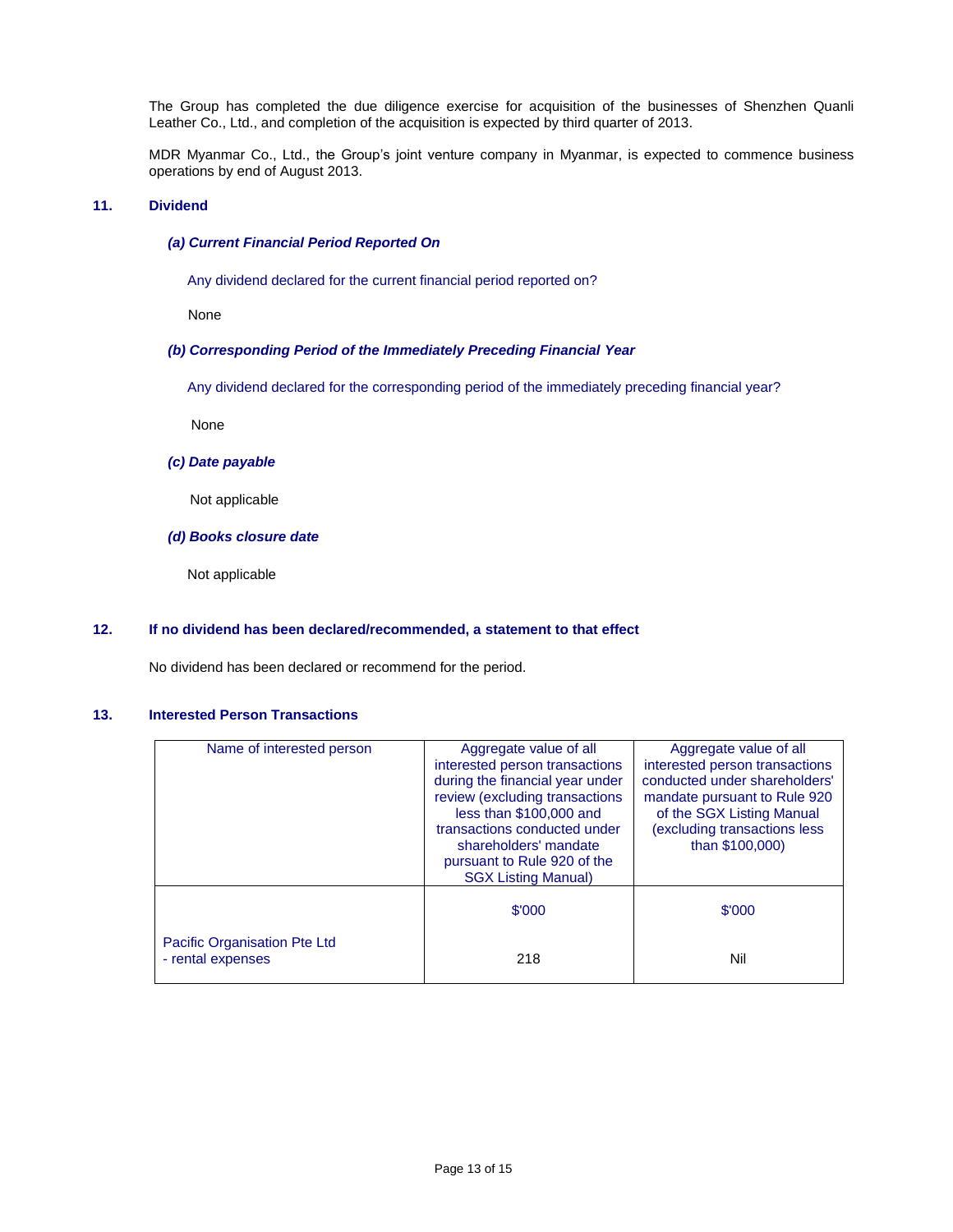The Group has completed the due diligence exercise for acquisition of the businesses of Shenzhen Quanli Leather Co., Ltd., and completion of the acquisition is expected by third quarter of 2013.

MDR Myanmar Co., Ltd., the Group's joint venture company in Myanmar, is expected to commence business operations by end of August 2013.

## 11. Dividend

### *(a) Current Financial Period Reported On*

Any dividend declared for the current financial period reported on?

None

### *(b) Corresponding Period of the Immediately Preceding Financial Year*

Any dividend declared for the corresponding period of the immediately preceding financial year?

None

### *(c) Date payable*

Not applicable

### *(d) Books closure date*

Not applicable

## 12. If no dividend has been declared/recommended, a statement to that effect

No dividend has been declared or recommend for the period.

## 13. Interested Person Transactions

| Name of interested person | Aggregate value of all interested person transactions during the financial year under review (excluding transactions less than $100,000 and transactions conducted under shareholders' mandate pursuant to Rule 920 of the SGX Listing Manual) | Aggregate value of all interested person transactions conducted under shareholders' mandate pursuant to Rule 920 of the SGX Listing Manual (excluding transactions less than $100,000) |
|---|---|---|
| | $'000 | $'000 |
| Pacific Organisation Pte Ltd<br>- rental expenses | 218 | Nil |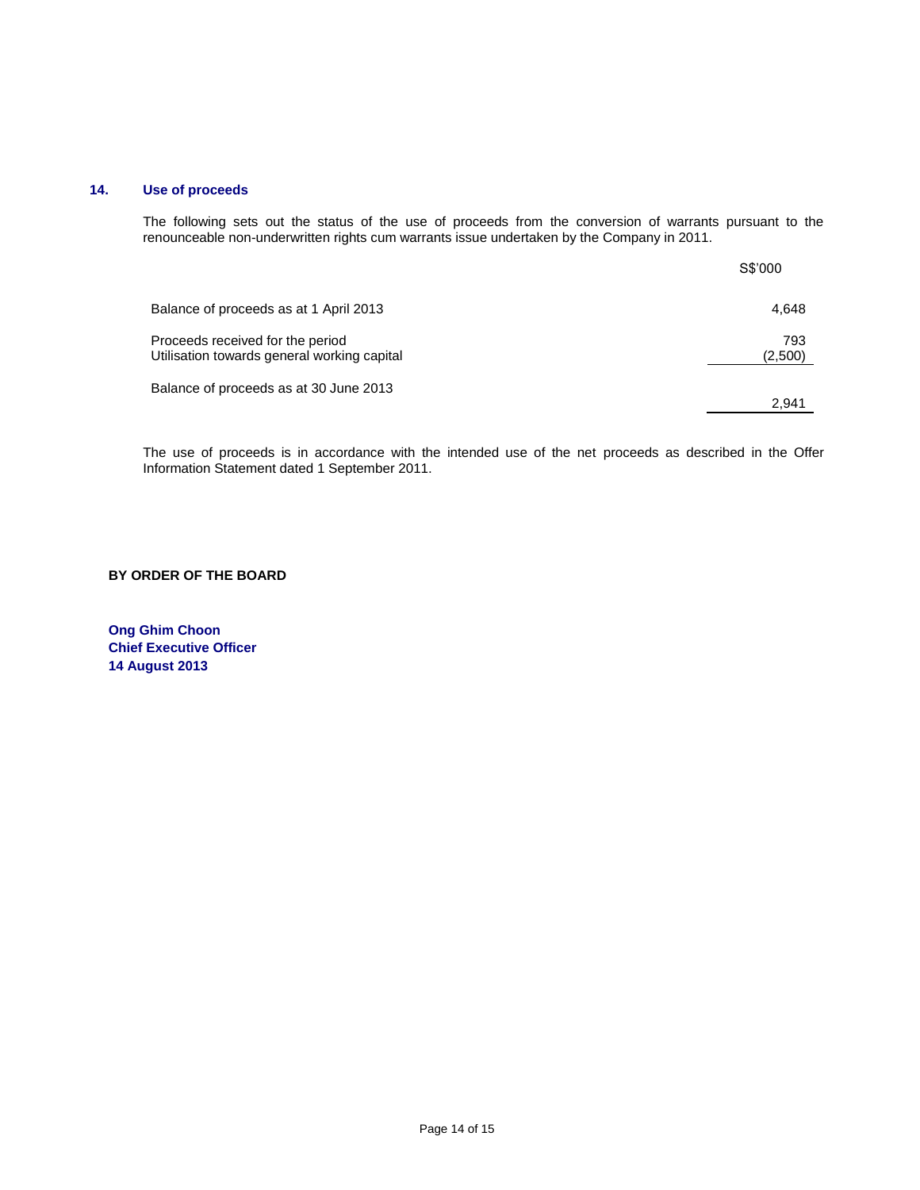## 14. Use of proceeds

The following sets out the status of the use of proceeds from the conversion of warrants pursuant to the renounceable non-underwritten rights cum warrants issue undertaken by the Company in 2011.

| | S$'000 |
|---|---|
| Balance of proceeds as at 1 April 2013 | 4,648 |
| Proceeds received for the period | 793 |
| Utilisation towards general working capital | (2,500) |
| Balance of proceeds as at 30 June 2013 | 2,941 |

The use of proceeds is in accordance with the intended use of the net proceeds as described in the Offer Information Statement dated 1 September 2011.

**BY ORDER OF THE BOARD**

**Ong Ghim Choon**
**Chief Executive Officer**
**14 August 2013**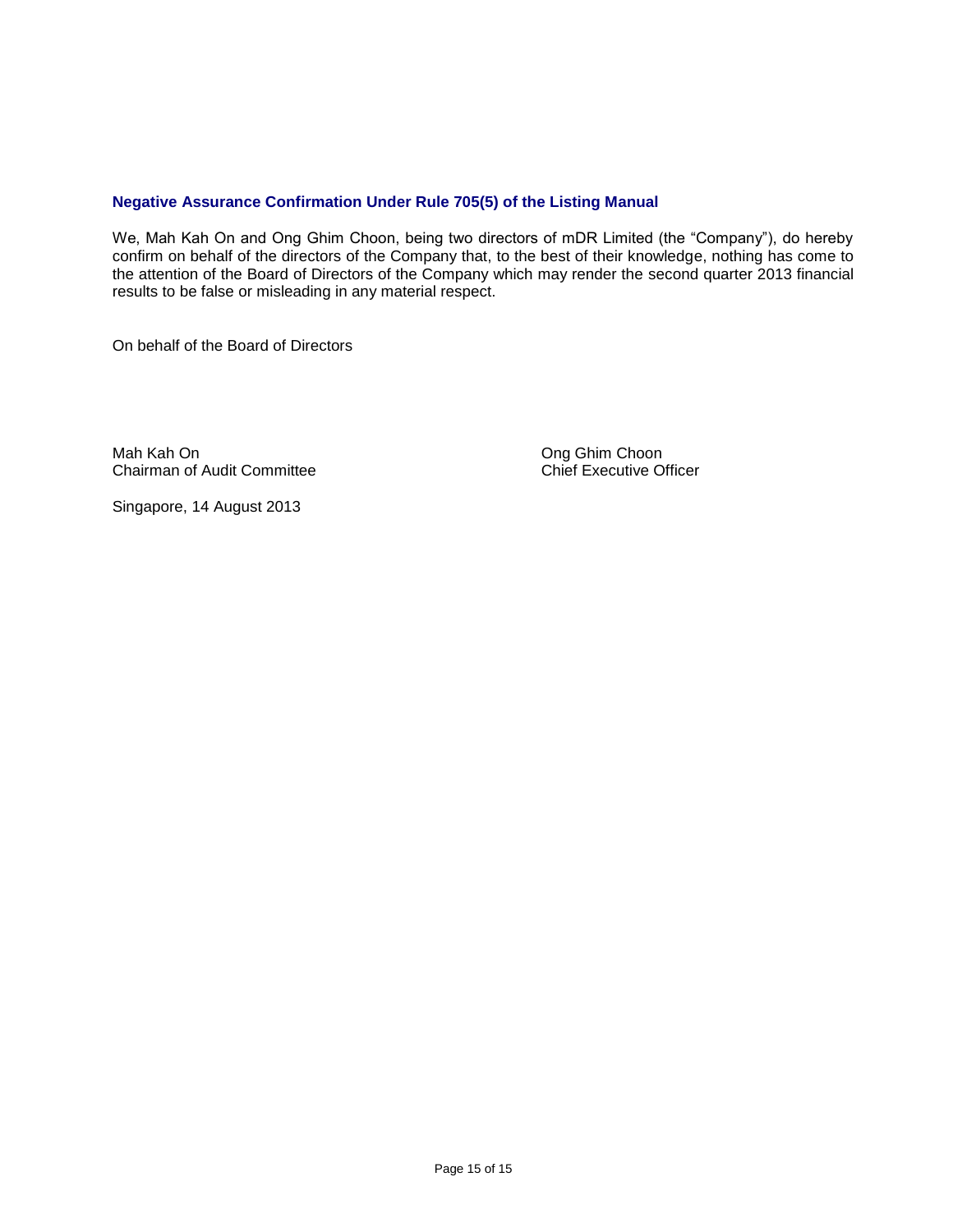### Negative Assurance Confirmation Under Rule 705(5) of the Listing Manual

We, Mah Kah On and Ong Ghim Choon, being two directors of mDR Limited (the "Company"), do hereby confirm on behalf of the directors of the Company that, to the best of their knowledge, nothing has come to the attention of the Board of Directors of the Company which may render the second quarter 2013 financial results to be false or misleading in any material respect.

On behalf of the Board of Directors

Mah Kah On
Chairman of Audit Committee

Ong Ghim Choon
Chief Executive Officer

Singapore, 14 August 2013